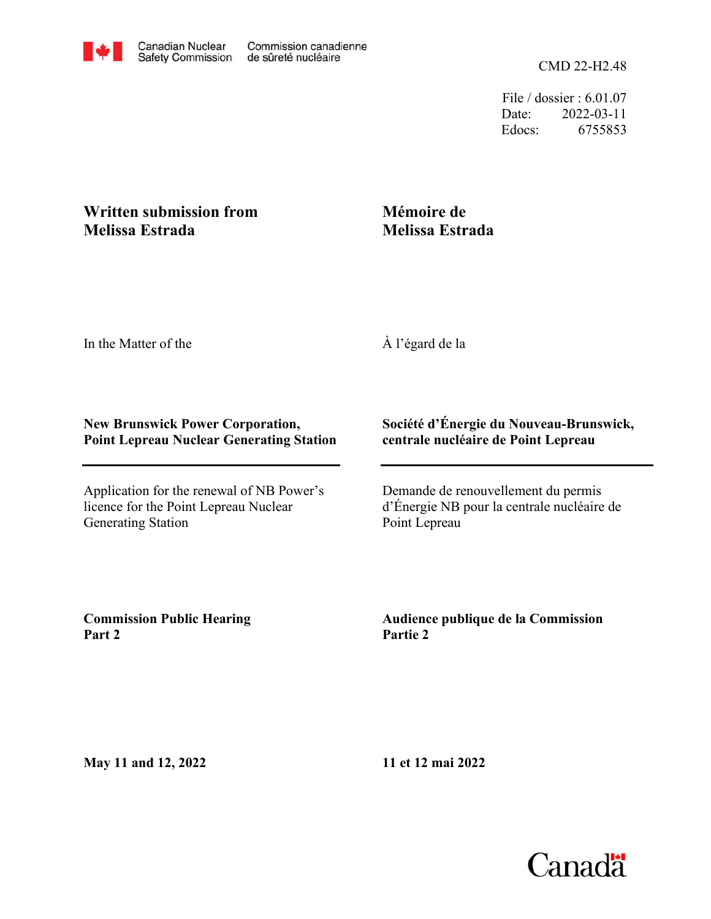Canadian Nuclear Safety Commission | Commission canadienne de sûreté nucléaire

CMD 22-H2.48

File / dossier : 6.01.07
Date: 2022-03-11
Edocs: 6755853

**Written submission from Melissa Estrada**

**Mémoire de Melissa Estrada**

In the Matter of the

À l'égard de la

**New Brunswick Power Corporation, Point Lepreau Nuclear Generating Station**

**Société d'Énergie du Nouveau-Brunswick, centrale nucléaire de Point Lepreau**

Application for the renewal of NB Power's licence for the Point Lepreau Nuclear Generating Station

Demande de renouvellement du permis d'Énergie NB pour la centrale nucléaire de Point Lepreau

**Commission Public Hearing Part 2**

**Audience publique de la Commission Partie 2**

**May 11 and 12, 2022**

**11 et 12 mai 2022**

Canada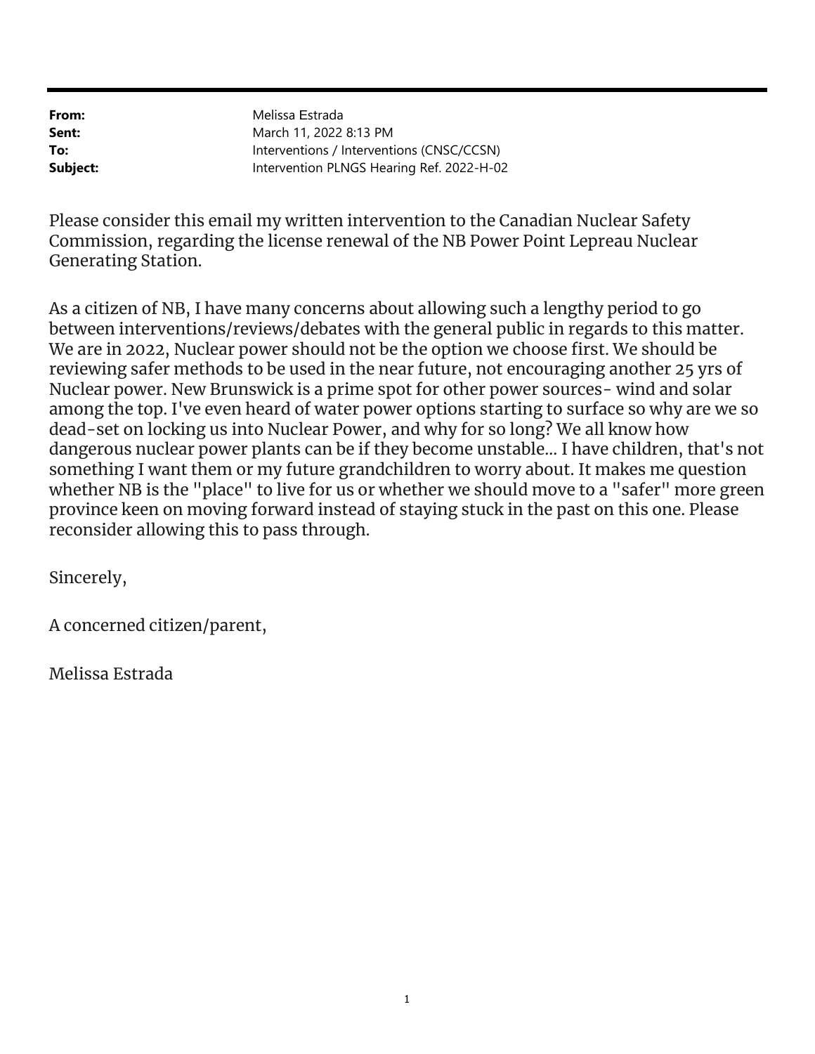| | |
|---|---|
| **From:** | Melissa Estrada |
| **Sent:** | March 11, 2022 8:13 PM |
| **To:** | Interventions / Interventions (CNSC/CCSN) |
| **Subject:** | Intervention PLNGS Hearing Ref. 2022-H-02 |

Please consider this email my written intervention to the Canadian Nuclear Safety Commission, regarding the license renewal of the NB Power Point Lepreau Nuclear Generating Station.

As a citizen of NB, I have many concerns about allowing such a lengthy period to go between interventions/reviews/debates with the general public in regards to this matter. We are in 2022, Nuclear power should not be the option we choose first. We should be reviewing safer methods to be used in the near future, not encouraging another 25 yrs of Nuclear power. New Brunswick is a prime spot for other power sources- wind and solar among the top. I've even heard of water power options starting to surface so why are we so dead-set on locking us into Nuclear Power, and why for so long? We all know how dangerous nuclear power plants can be if they become unstable... I have children, that's not something I want them or my future grandchildren to worry about. It makes me question whether NB is the "place" to live for us or whether we should move to a "safer" more green province keen on moving forward instead of staying stuck in the past on this one. Please reconsider allowing this to pass through.

Sincerely,

A concerned citizen/parent,

Melissa Estrada